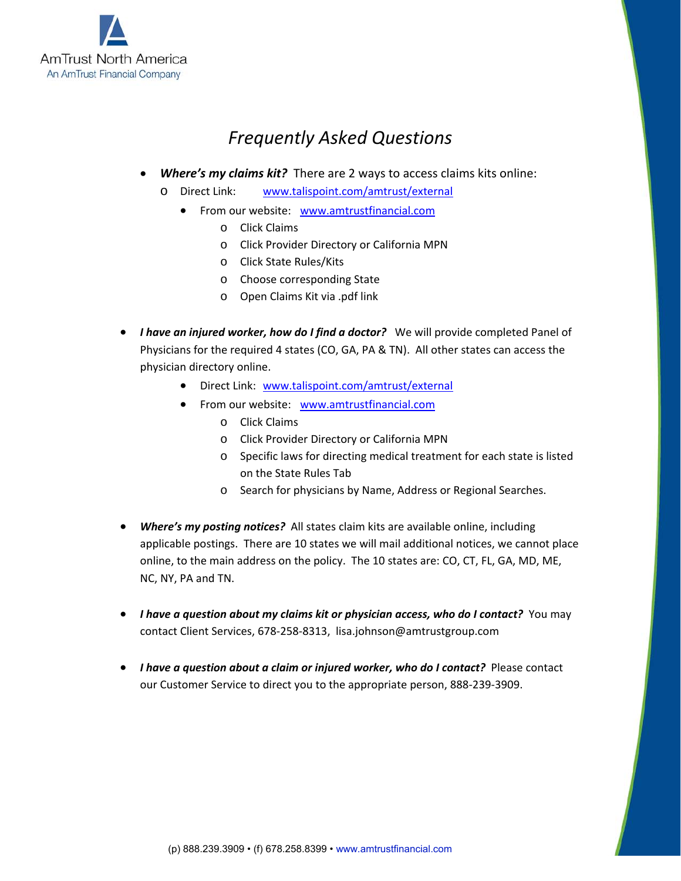AmTrust North America
An AmTrust Financial Company

# *Frequently Asked Questions*

- ***Where's my claims kit?*** There are 2 ways to access claims kits online:
  - Direct Link: www.talispoint.com/amtrust/external
    - From our website: www.amtrustfinancial.com
      - Click Claims
      - Click Provider Directory or California MPN
      - Click State Rules/Kits
      - Choose corresponding State
      - Open Claims Kit via .pdf link

- ***I have an injured worker, how do I find a doctor?*** We will provide completed Panel of Physicians for the required 4 states (CO, GA, PA & TN). All other states can access the physician directory online.
  - Direct Link: www.talispoint.com/amtrust/external
  - From our website: www.amtrustfinancial.com
    - Click Claims
    - Click Provider Directory or California MPN
    - Specific laws for directing medical treatment for each state is listed on the State Rules Tab
    - Search for physicians by Name, Address or Regional Searches.

- ***Where's my posting notices?*** All states claim kits are available online, including applicable postings. There are 10 states we will mail additional notices, we cannot place online, to the main address on the policy. The 10 states are: CO, CT, FL, GA, MD, ME, NC, NY, PA and TN.

- ***I have a question about my claims kit or physician access, who do I contact?*** You may contact Client Services, 678-258-8313, lisa.johnson@amtrustgroup.com

- ***I have a question about a claim or injured worker, who do I contact?*** Please contact our Customer Service to direct you to the appropriate person, 888-239-3909.

(p) 888.239.3909 • (f) 678.258.8399 • www.amtrustfinancial.com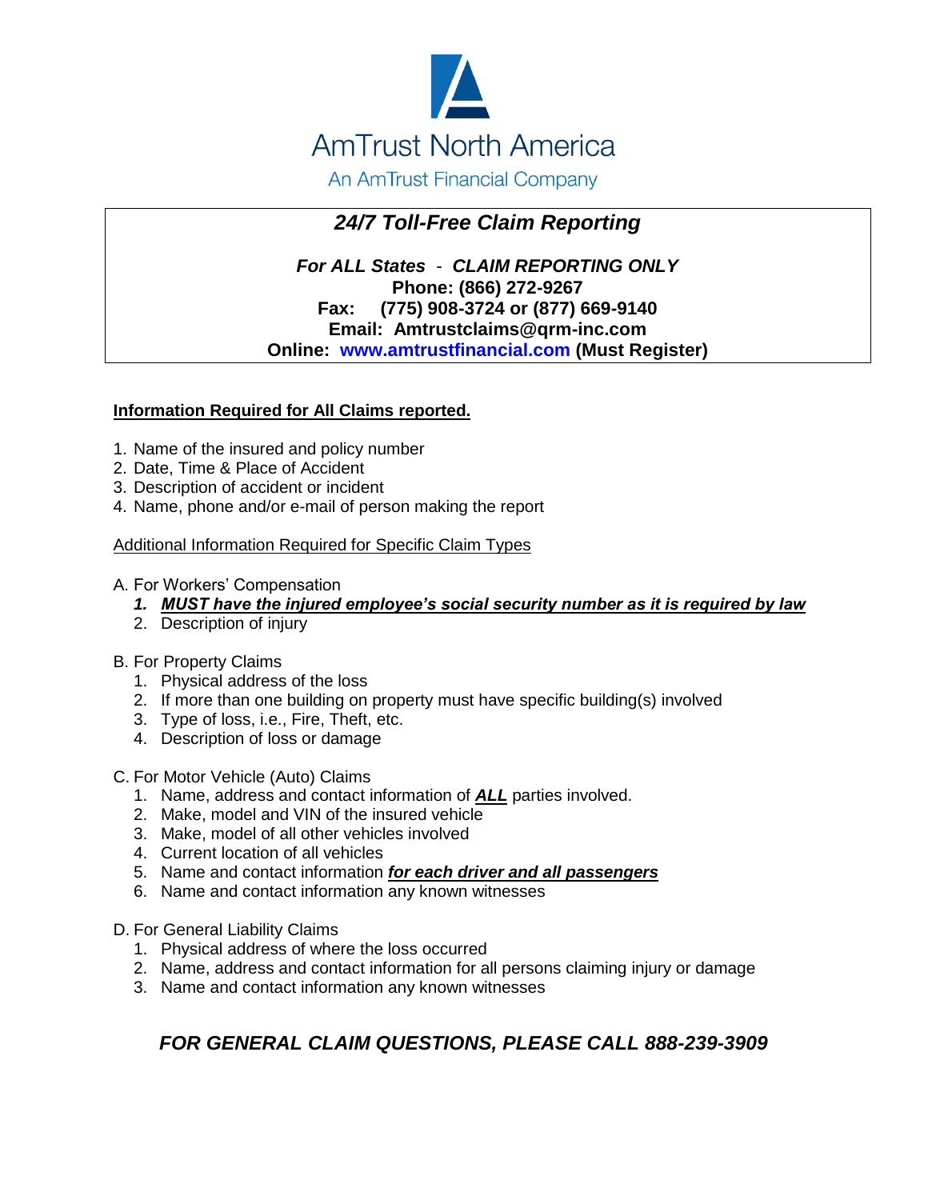AmTrust North America

An AmTrust Financial Company

## *24/7 Toll-Free Claim Reporting*

***For ALL States* - *CLAIM REPORTING ONLY***

**Phone: (866) 272-9267**

**Fax: (775) 908-3724 or (877) 669-9140**

**Email: Amtrustclaims@qrm-inc.com**

**Online: www.amtrustfinancial.com (Must Register)**

**Information Required for All Claims reported.**

1. Name of the insured and policy number
2. Date, Time & Place of Accident
3. Description of accident or incident
4. Name, phone and/or e-mail of person making the report

Additional Information Required for Specific Claim Types

A. For Workers' Compensation
   1. ***MUST have the injured employee's social security number as it is required by law***
   2. Description of injury

B. For Property Claims
   1. Physical address of the loss
   2. If more than one building on property must have specific building(s) involved
   3. Type of loss, i.e., Fire, Theft, etc.
   4. Description of loss or damage

C. For Motor Vehicle (Auto) Claims
   1. Name, address and contact information of ***ALL*** parties involved.
   2. Make, model and VIN of the insured vehicle
   3. Make, model of all other vehicles involved
   4. Current location of all vehicles
   5. Name and contact information ***for each driver and all passengers***
   6. Name and contact information any known witnesses

D. For General Liability Claims
   1. Physical address of where the loss occurred
   2. Name, address and contact information for all persons claiming injury or damage
   3. Name and contact information any known witnesses

***FOR GENERAL CLAIM QUESTIONS, PLEASE CALL 888-239-3909***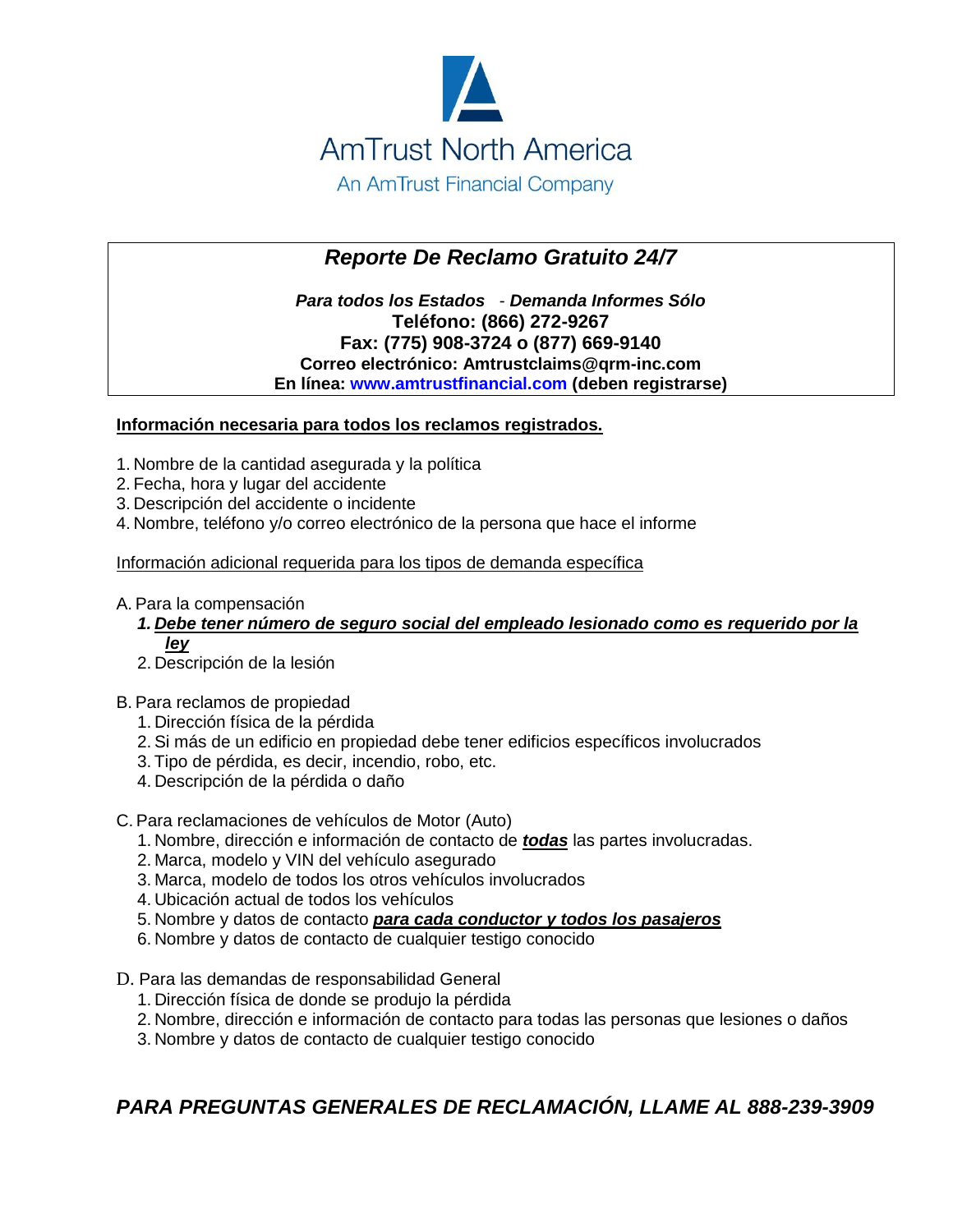AmTrust North America

An AmTrust Financial Company

## *Reporte De Reclamo Gratuito 24/7*

***Para todos los Estados** - **Demanda Informes Sólo***

**Teléfono: (866) 272-9267**

**Fax: (775) 908-3724 o (877) 669-9140**

**Correo electrónico: Amtrustclaims@qrm-inc.com**

**En línea: www.amtrustfinancial.com (deben registrarse)**

**<u>Información necesaria para todos los reclamos registrados.</u>**

1. Nombre de la cantidad asegurada y la política
2. Fecha, hora y lugar del accidente
3. Descripción del accidente o incidente
4. Nombre, teléfono y/o correo electrónico de la persona que hace el informe

<u>Información adicional requerida para los tipos de demanda específica</u>

A. Para la compensación
   1. ***<u>Debe tener número de seguro social del empleado lesionado como es requerido por la ley</u>***
   2. Descripción de la lesión

B. Para reclamos de propiedad
   1. Dirección física de la pérdida
   2. Si más de un edificio en propiedad debe tener edificios específicos involucrados
   3. Tipo de pérdida, es decir, incendio, robo, etc.
   4. Descripción de la pérdida o daño

C. Para reclamaciones de vehículos de Motor (Auto)
   1. Nombre, dirección e información de contacto de ***<u>todas</u>*** las partes involucradas.
   2. Marca, modelo y VIN del vehículo asegurado
   3. Marca, modelo de todos los otros vehículos involucrados
   4. Ubicación actual de todos los vehículos
   5. Nombre y datos de contacto ***<u>para cada conductor y todos los pasajeros</u>***
   6. Nombre y datos de contacto de cualquier testigo conocido

D. Para las demandas de responsabilidad General
   1. Dirección física de donde se produjo la pérdida
   2. Nombre, dirección e información de contacto para todas las personas que lesiones o daños
   3. Nombre y datos de contacto de cualquier testigo conocido

***PARA PREGUNTAS GENERALES DE RECLAMACIÓN, LLAME AL 888-239-3909***